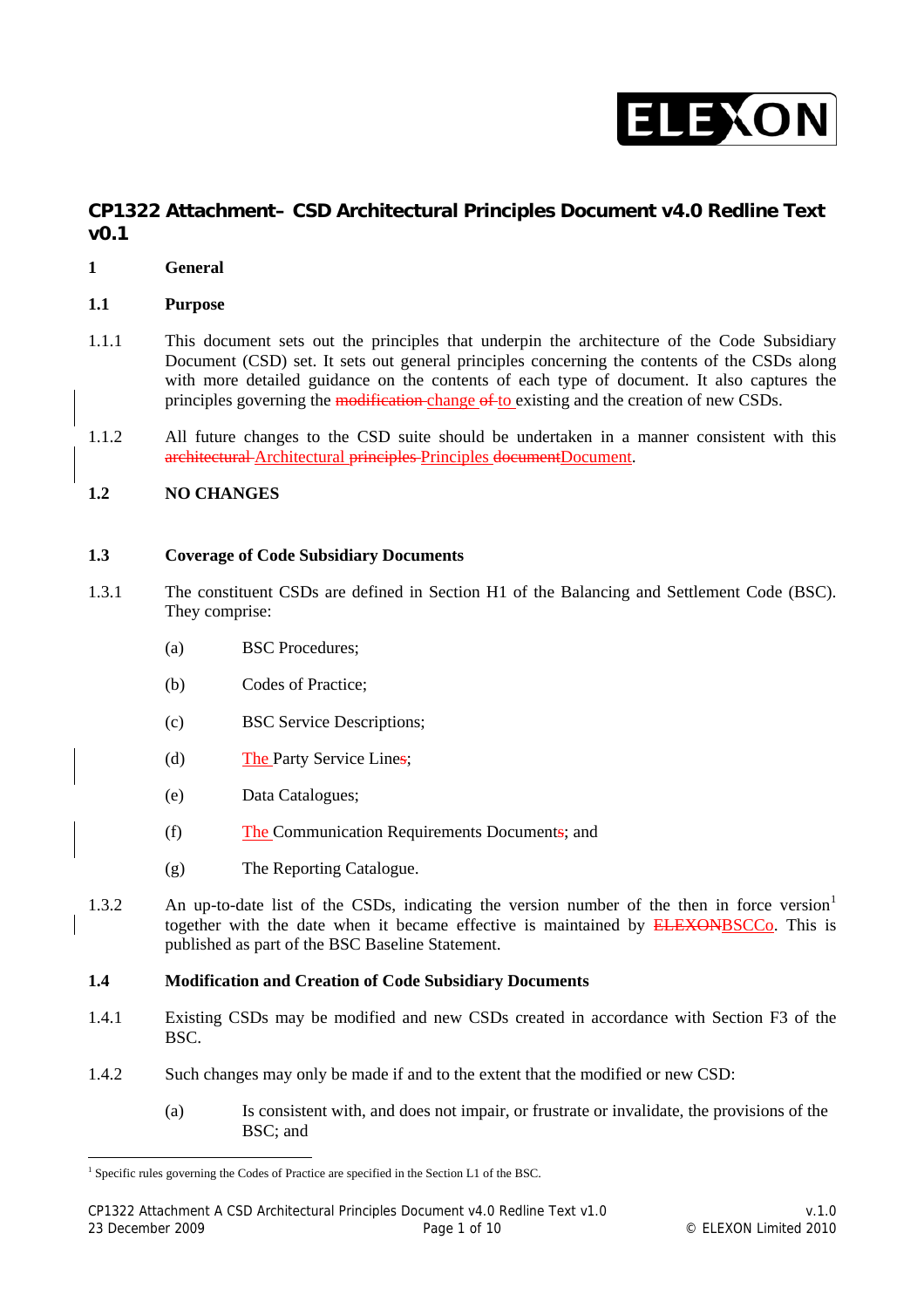# CP1322 Attachment– CSD Architectural Principles Document v4.0 Redline Text v0.1

## 1 General

### 1.1 Purpose

1.1.1 This document sets out the principles that underpin the architecture of the Code Subsidiary Document (CSD) set. It sets out general principles concerning the contents of the CSDs along with more detailed guidance on the contents of each type of document. It also captures the principles governing the ~~modification~~ change ~~of~~ to existing and the creation of new CSDs.

1.1.2 All future changes to the CSD suite should be undertaken in a manner consistent with this ~~architectural~~ Architectural ~~principles~~ Principles ~~document~~Document.

### 1.2 NO CHANGES

### 1.3 Coverage of Code Subsidiary Documents

1.3.1 The constituent CSDs are defined in Section H1 of the Balancing and Settlement Code (BSC). They comprise:

(a) BSC Procedures;

(b) Codes of Practice;

(c) BSC Service Descriptions;

(d) The Party Service Line~~s~~;

(e) Data Catalogues;

(f) The Communication Requirements Document~~s~~; and

(g) The Reporting Catalogue.

1.3.2 An up-to-date list of the CSDs, indicating the version number of the then in force version[1] together with the date when it became effective is maintained by ~~ELEXON~~BSCCo. This is published as part of the BSC Baseline Statement.

### 1.4 Modification and Creation of Code Subsidiary Documents

1.4.1 Existing CSDs may be modified and new CSDs created in accordance with Section F3 of the BSC.

1.4.2 Such changes may only be made if and to the extent that the modified or new CSD:

(a) Is consistent with, and does not impair, or frustrate or invalidate, the provisions of the BSC; and

[1] Specific rules governing the Codes of Practice are specified in the Section L1 of the BSC.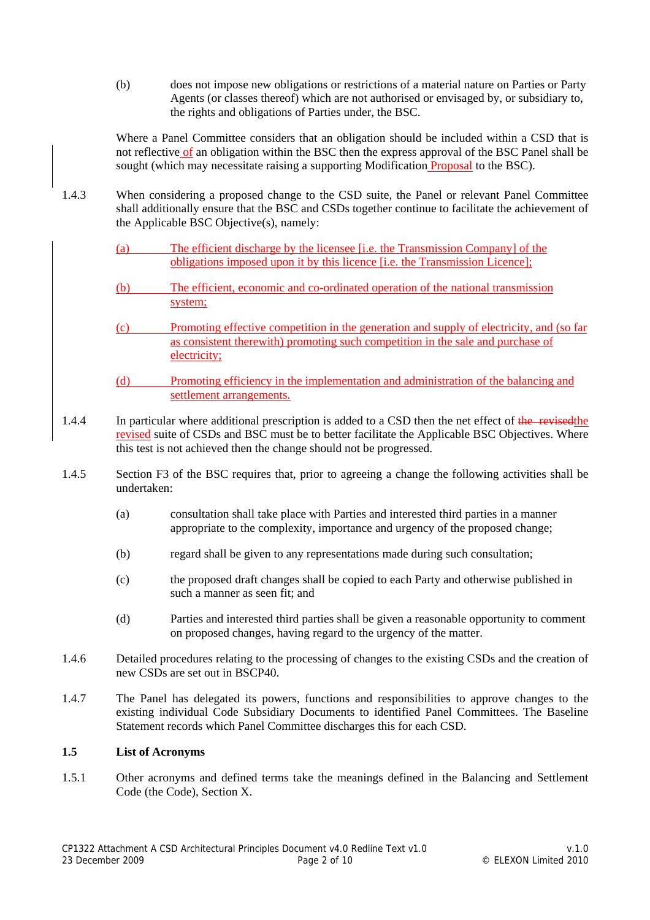(b) does not impose new obligations or restrictions of a material nature on Parties or Party Agents (or classes thereof) which are not authorised or envisaged by, or subsidiary to, the rights and obligations of Parties under, the BSC.

Where a Panel Committee considers that an obligation should be included within a CSD that is not reflective of an obligation within the BSC then the express approval of the BSC Panel shall be sought (which may necessitate raising a supporting Modification Proposal to the BSC).

1.4.3 When considering a proposed change to the CSD suite, the Panel or relevant Panel Committee shall additionally ensure that the BSC and CSDs together continue to facilitate the achievement of the Applicable BSC Objective(s), namely:

(a) The efficient discharge by the licensee [i.e. the Transmission Company] of the obligations imposed upon it by this licence [i.e. the Transmission Licence];

(b) The efficient, economic and co-ordinated operation of the national transmission system;

(c) Promoting effective competition in the generation and supply of electricity, and (so far as consistent therewith) promoting such competition in the sale and purchase of electricity;

(d) Promoting efficiency in the implementation and administration of the balancing and settlement arrangements.

1.4.4 In particular where additional prescription is added to a CSD then the net effect of ~~the revised~~the revised suite of CSDs and BSC must be to better facilitate the Applicable BSC Objectives. Where this test is not achieved then the change should not be progressed.

1.4.5 Section F3 of the BSC requires that, prior to agreeing a change the following activities shall be undertaken:

(a) consultation shall take place with Parties and interested third parties in a manner appropriate to the complexity, importance and urgency of the proposed change;

(b) regard shall be given to any representations made during such consultation;

(c) the proposed draft changes shall be copied to each Party and otherwise published in such a manner as seen fit; and

(d) Parties and interested third parties shall be given a reasonable opportunity to comment on proposed changes, having regard to the urgency of the matter.

1.4.6 Detailed procedures relating to the processing of changes to the existing CSDs and the creation of new CSDs are set out in BSCP40.

1.4.7 The Panel has delegated its powers, functions and responsibilities to approve changes to the existing individual Code Subsidiary Documents to identified Panel Committees. The Baseline Statement records which Panel Committee discharges this for each CSD.

### 1.5 List of Acronyms

1.5.1 Other acronyms and defined terms take the meanings defined in the Balancing and Settlement Code (the Code), Section X.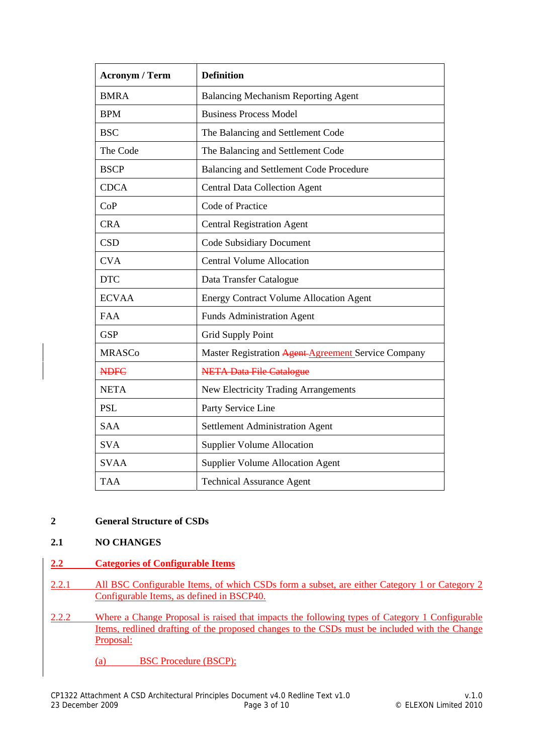| Acronym / Term | Definition |
|---|---|
| BMRA | Balancing Mechanism Reporting Agent |
| BPM | Business Process Model |
| BSC | The Balancing and Settlement Code |
| The Code | The Balancing and Settlement Code |
| BSCP | Balancing and Settlement Code Procedure |
| CDCA | Central Data Collection Agent |
| CoP | Code of Practice |
| CRA | Central Registration Agent |
| CSD | Code Subsidiary Document |
| CVA | Central Volume Allocation |
| DTC | Data Transfer Catalogue |
| ECVAA | Energy Contract Volume Allocation Agent |
| FAA | Funds Administration Agent |
| GSP | Grid Supply Point |
| MRASCo | Master Registration ~~Agent~~ Agreement Service Company |
| ~~NDFC~~ | ~~NETA Data File Catalogue~~ |
| NETA | New Electricity Trading Arrangements |
| PSL | Party Service Line |
| SAA | Settlement Administration Agent |
| SVA | Supplier Volume Allocation |
| SVAA | Supplier Volume Allocation Agent |
| TAA | Technical Assurance Agent |

## 2 General Structure of CSDs

### 2.1 NO CHANGES

### 2.2 Categories of Configurable Items

2.2.1 All BSC Configurable Items, of which CSDs form a subset, are either Category 1 or Category 2 Configurable Items, as defined in BSCP40.

2.2.2 Where a Change Proposal is raised that impacts the following types of Category 1 Configurable Items, redlined drafting of the proposed changes to the CSDs must be included with the Change Proposal:

(a) BSC Procedure (BSCP);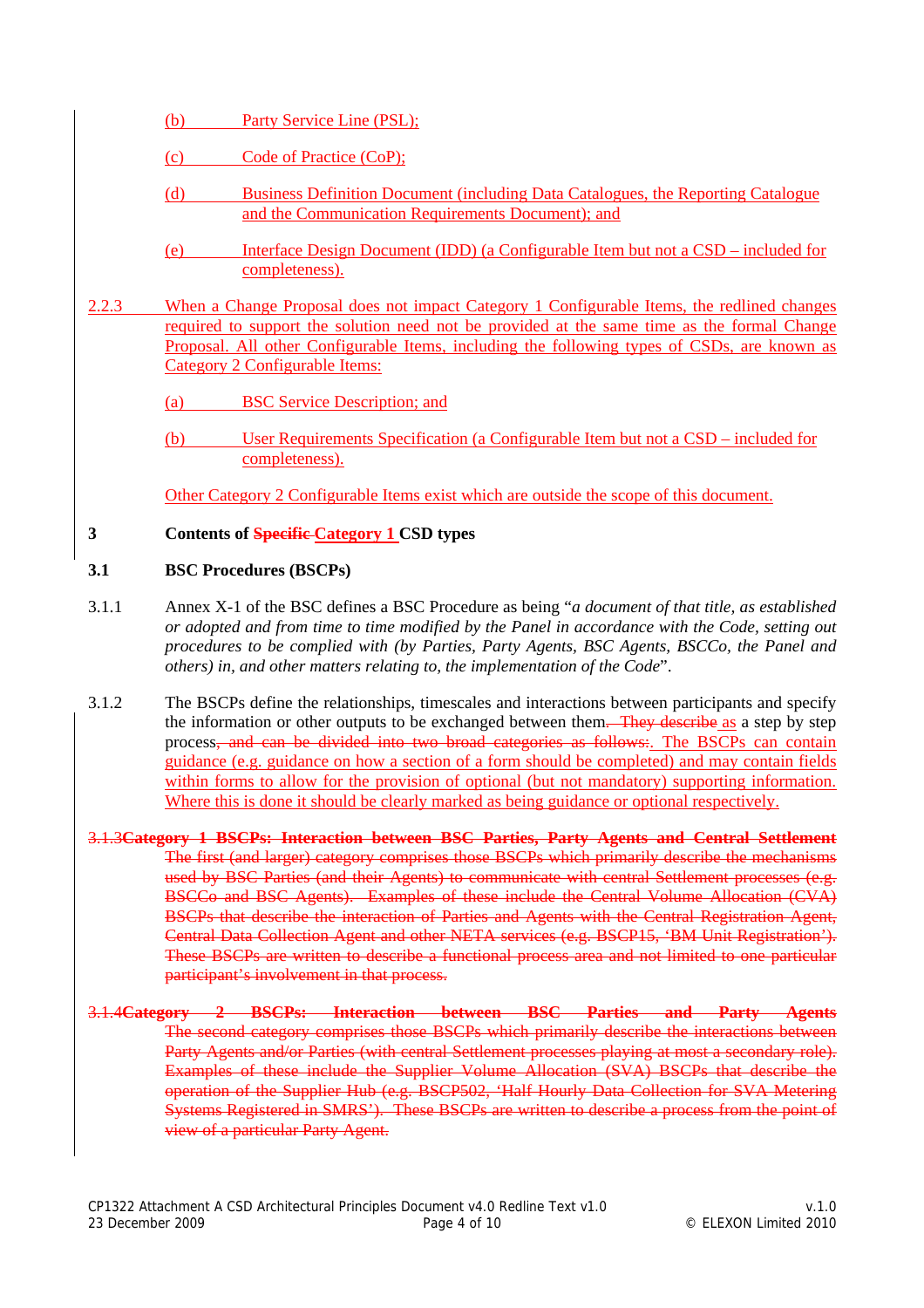(b) Party Service Line (PSL);

(c) Code of Practice (CoP);

(d) Business Definition Document (including Data Catalogues, the Reporting Catalogue and the Communication Requirements Document); and

(e) Interface Design Document (IDD) (a Configurable Item but not a CSD – included for completeness).

2.2.3 When a Change Proposal does not impact Category 1 Configurable Items, the redlined changes required to support the solution need not be provided at the same time as the formal Change Proposal. All other Configurable Items, including the following types of CSDs, are known as Category 2 Configurable Items:

(a) BSC Service Description; and

(b) User Requirements Specification (a Configurable Item but not a CSD – included for completeness).

Other Category 2 Configurable Items exist which are outside the scope of this document.

## 3 Contents of ~~Specific~~ Category 1 CSD types

### 3.1 BSC Procedures (BSCPs)

3.1.1 Annex X-1 of the BSC defines a BSC Procedure as being "*a document of that title, as established or adopted and from time to time modified by the Panel in accordance with the Code, setting out procedures to be complied with (by Parties, Party Agents, BSC Agents, BSCCo, the Panel and others) in, and other matters relating to, the implementation of the Code*".

3.1.2 The BSCPs define the relationships, timescales and interactions between participants and specify the information or other outputs to be exchanged between them~~. They describe~~ as a step by step process~~, and can be divided into two broad categories as follows:~~. The BSCPs can contain guidance (e.g. guidance on how a section of a form should be completed) and may contain fields within forms to allow for the provision of optional (but not mandatory) supporting information. Where this is done it should be clearly marked as being guidance or optional respectively.

~~3.1.3 **Category 1 BSCPs: Interaction between BSC Parties, Party Agents and Central Settlement** The first (and larger) category comprises those BSCPs which primarily describe the mechanisms used by BSC Parties (and their Agents) to communicate with central Settlement processes (e.g. BSCCo and BSC Agents). Examples of these include the Central Volume Allocation (CVA) BSCPs that describe the interaction of Parties and Agents with the Central Registration Agent, Central Data Collection Agent and other NETA services (e.g. BSCP15, 'BM Unit Registration'). These BSCPs are written to describe a functional process area and not limited to one particular participant's involvement in that process.~~

~~3.1.4 **Category 2 BSCPs: Interaction between BSC Parties and Party Agents** The second category comprises those BSCPs which primarily describe the interactions between Party Agents and/or Parties (with central Settlement processes playing at most a secondary role). Examples of these include the Supplier Volume Allocation (SVA) BSCPs that describe the operation of the Supplier Hub (e.g. BSCP502, 'Half Hourly Data Collection for SVA Metering Systems Registered in SMRS'). These BSCPs are written to describe a process from the point of view of a particular Party Agent.~~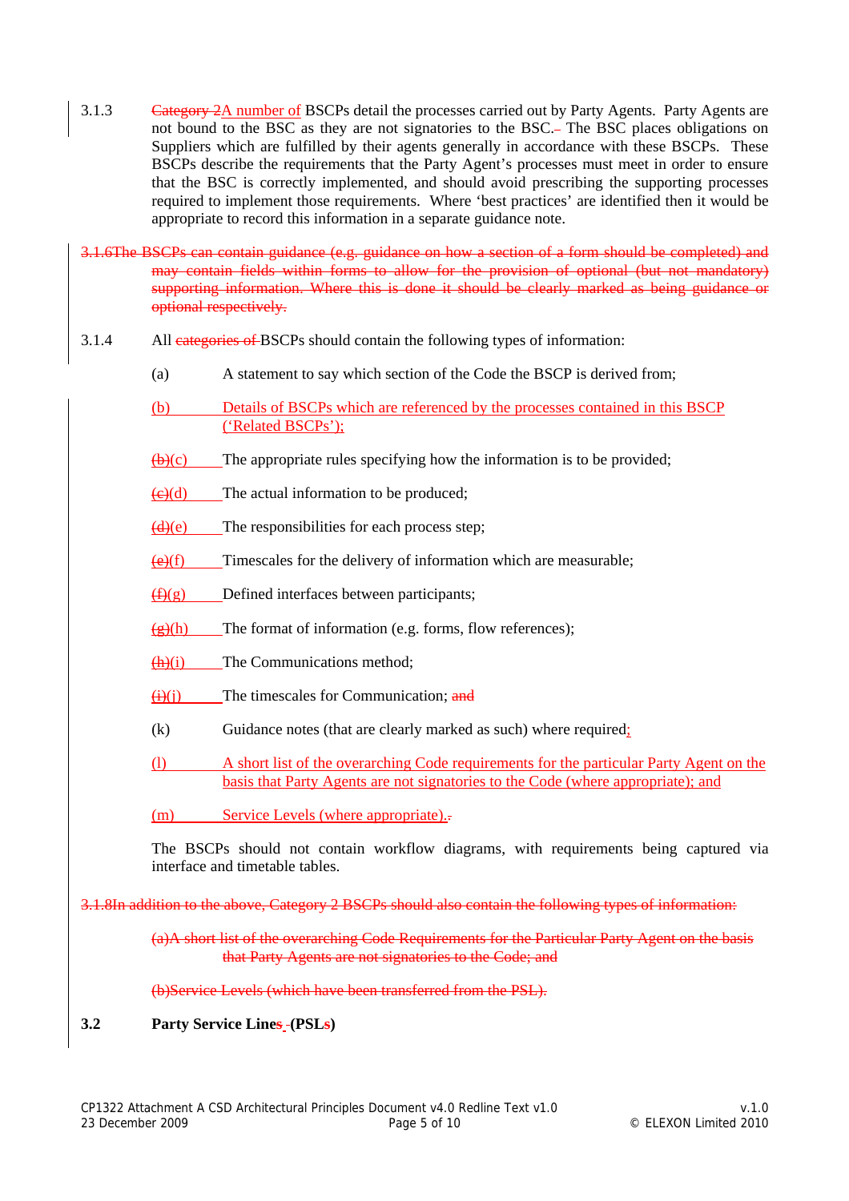3.1.3 ~~Category 2~~A number of BSCPs detail the processes carried out by Party Agents. Party Agents are not bound to the BSC as they are not signatories to the BSC.~~ ~~ The BSC places obligations on Suppliers which are fulfilled by their agents generally in accordance with these BSCPs. These BSCPs describe the requirements that the Party Agent's processes must meet in order to ensure that the BSC is correctly implemented, and should avoid prescribing the supporting processes required to implement those requirements. Where 'best practices' are identified then it would be appropriate to record this information in a separate guidance note.

~~3.1.6 The BSCPs can contain guidance (e.g. guidance on how a section of a form should be completed) and may contain fields within forms to allow for the provision of optional (but not mandatory) supporting information. Where this is done it should be clearly marked as being guidance or optional respectively.~~

3.1.4 All ~~categories of~~ BSCPs should contain the following types of information:

(a) A statement to say which section of the Code the BSCP is derived from;

(b) Details of BSCPs which are referenced by the processes contained in this BSCP ('Related BSCPs');

~~(b)~~(c) The appropriate rules specifying how the information is to be provided;

~~(c)~~(d) The actual information to be produced;

~~(d)~~(e) The responsibilities for each process step;

~~(e)~~(f) Timescales for the delivery of information which are measurable;

~~(f)~~(g) Defined interfaces between participants;

~~(g)~~(h) The format of information (e.g. forms, flow references);

~~(h)~~(i) The Communications method;

~~(i)~~(j) The timescales for Communication; ~~and~~

(k) Guidance notes (that are clearly marked as such) where required;

(l) A short list of the overarching Code requirements for the particular Party Agent on the basis that Party Agents are not signatories to the Code (where appropriate); and

(m) Service Levels (where appropriate).~~.~~

The BSCPs should not contain workflow diagrams, with requirements being captured via interface and timetable tables.

~~3.1.8 In addition to the above, Category 2 BSCPs should also contain the following types of information:~~

~~(a) A short list of the overarching Code Requirements for the Particular Party Agent on the basis that Party Agents are not signatories to the Code; and~~

~~(b) Service Levels (which have been transferred from the PSL).~~

### 3.2 Party Service Line~~s~~ (PSLs)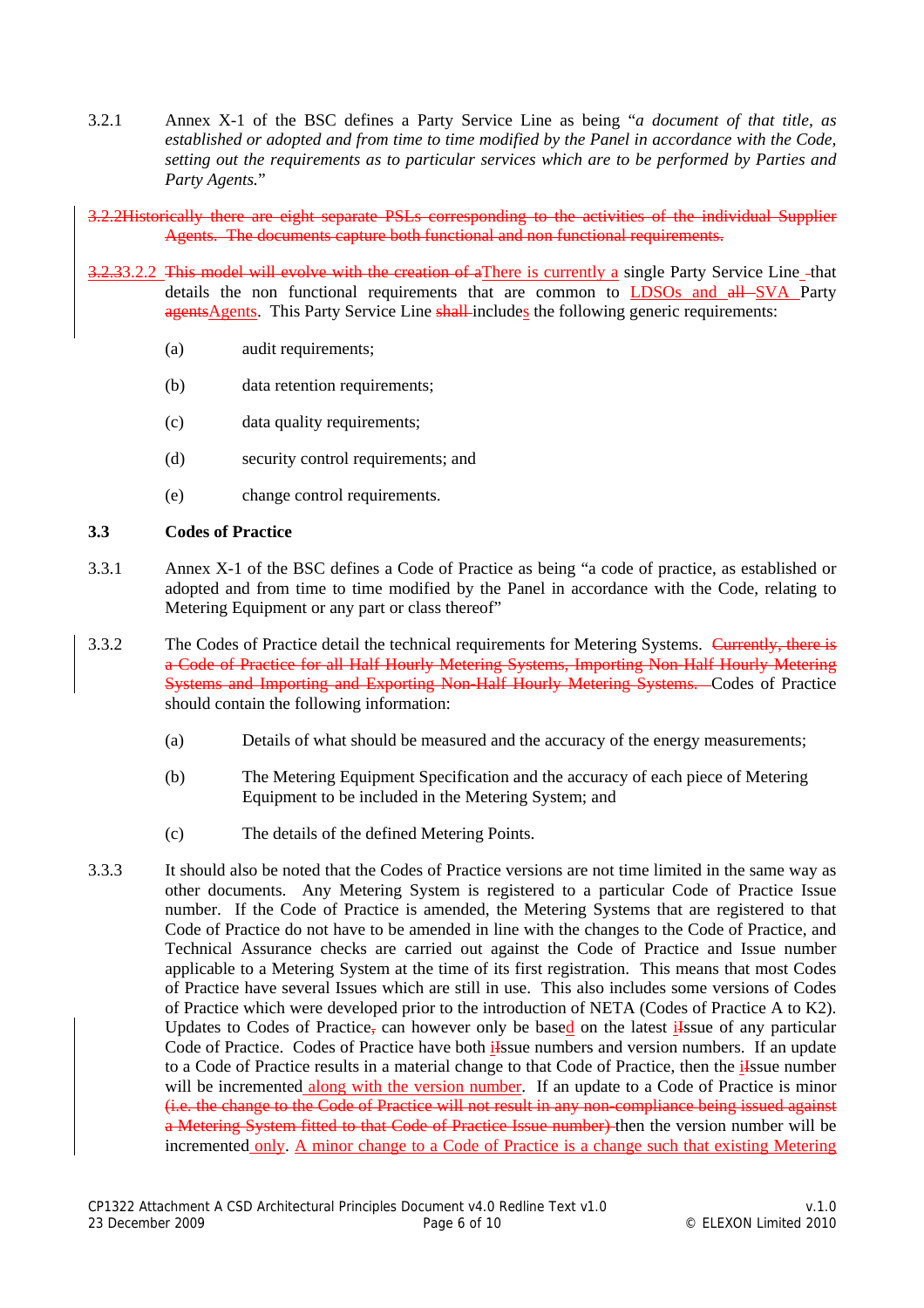3.2.1 Annex X-1 of the BSC defines a Party Service Line as being "*a document of that title, as established or adopted and from time to time modified by the Panel in accordance with the Code, setting out the requirements as to particular services which are to be performed by Parties and Party Agents.*"

~~3.2.2Historically there are eight separate PSLs corresponding to the activities of the individual Supplier Agents. The documents capture both functional and non functional requirements.~~

~~3.2.3~~3.2.2 ~~This model will evolve with the creation of a~~There is currently a single Party Service Line ~~-~~that details the non functional requirements that are common to LDSOs and ~~all~~ SVA Party ~~agents~~Agents. This Party Service Line ~~shall~~ includes the following generic requirements:

(a) audit requirements;

(b) data retention requirements;

(c) data quality requirements;

(d) security control requirements; and

(e) change control requirements.

### 3.3 Codes of Practice

3.3.1 Annex X-1 of the BSC defines a Code of Practice as being "a code of practice, as established or adopted and from time to time modified by the Panel in accordance with the Code, relating to Metering Equipment or any part or class thereof"

3.3.2 The Codes of Practice detail the technical requirements for Metering Systems. ~~Currently, there is a Code of Practice for all Half Hourly Metering Systems, Importing Non-Half Hourly Metering Systems and Importing and Exporting Non-Half Hourly Metering Systems.~~ Codes of Practice should contain the following information:

(a) Details of what should be measured and the accuracy of the energy measurements;

(b) The Metering Equipment Specification and the accuracy of each piece of Metering Equipment to be included in the Metering System; and

(c) The details of the defined Metering Points.

3.3.3 It should also be noted that the Codes of Practice versions are not time limited in the same way as other documents. Any Metering System is registered to a particular Code of Practice Issue number. If the Code of Practice is amended, the Metering Systems that are registered to that Code of Practice do not have to be amended in line with the changes to the Code of Practice, and Technical Assurance checks are carried out against the Code of Practice and Issue number applicable to a Metering System at the time of its first registration. This means that most Codes of Practice have several Issues which are still in use. This also includes some versions of Codes of Practice which were developed prior to the introduction of NETA (Codes of Practice A to K2). Updates to Codes of Practice~~,~~ can however only be based on the latest i~~I~~ssue of any particular Code of Practice. Codes of Practice have both i~~I~~ssue numbers and version numbers. If an update to a Code of Practice results in a material change to that Code of Practice, then the i~~I~~ssue number will be incremented along with the version number. If an update to a Code of Practice is minor ~~(i.e. the change to the Code of Practice will not result in any non-compliance being issued against a Metering System fitted to that Code of Practice Issue number)~~ then the version number will be incremented only. A minor change to a Code of Practice is a change such that existing Metering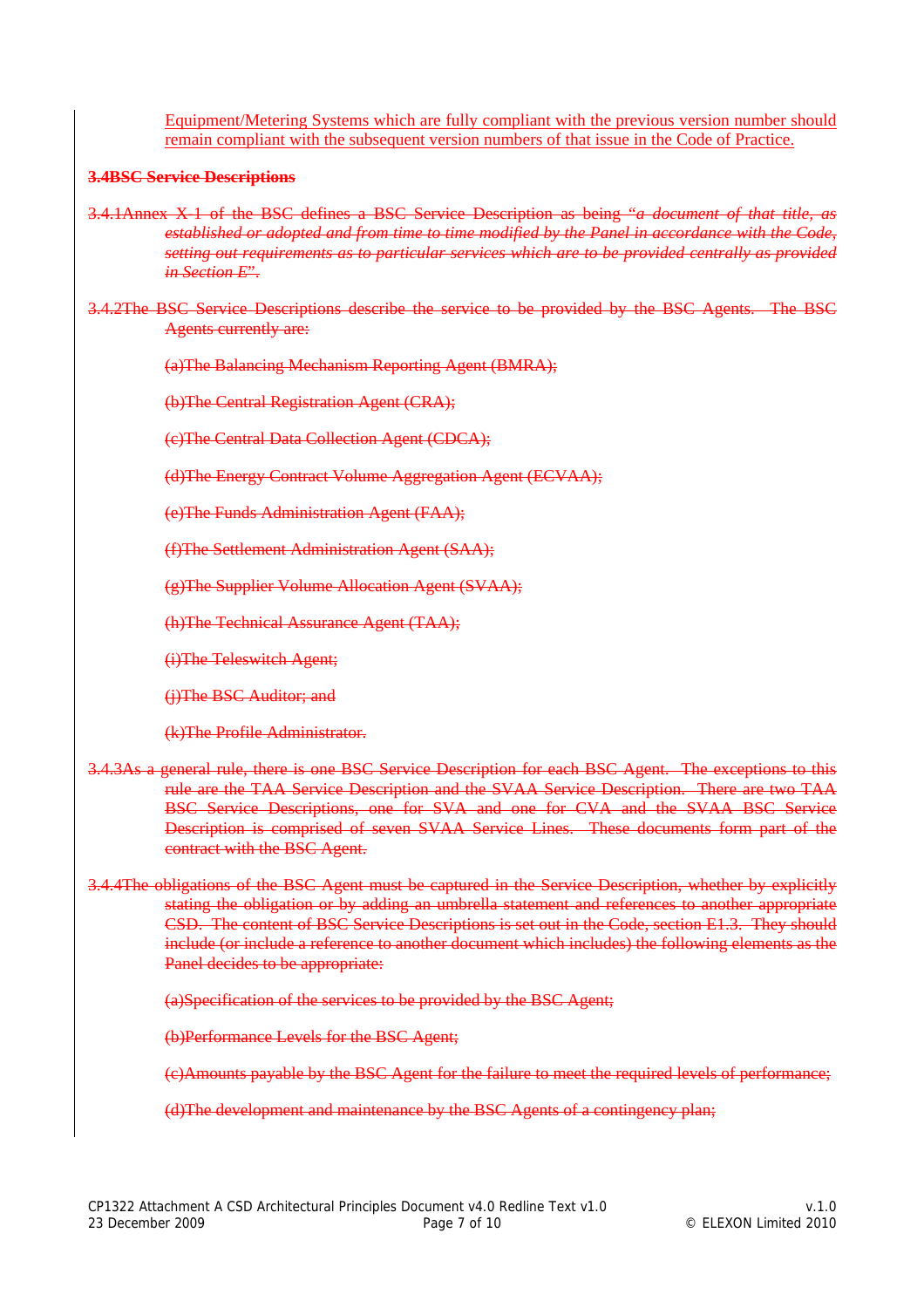Equipment/Metering Systems which are fully compliant with the previous version number should remain compliant with the subsequent version numbers of that issue in the Code of Practice.

~~**3.4 BSC Service Descriptions**~~

~~3.4.1 Annex X-1 of the BSC defines a BSC Service Description as being "*a document of that title, as established or adopted and from time to time modified by the Panel in accordance with the Code, setting out requirements as to particular services which are to be provided centrally as provided in Section E*".~~

~~3.4.2 The BSC Service Descriptions describe the service to be provided by the BSC Agents. The BSC Agents currently are:~~

~~(a) The Balancing Mechanism Reporting Agent (BMRA);~~

~~(b) The Central Registration Agent (CRA);~~

~~(c) The Central Data Collection Agent (CDCA);~~

~~(d) The Energy Contract Volume Aggregation Agent (ECVAA);~~

~~(e) The Funds Administration Agent (FAA);~~

~~(f) The Settlement Administration Agent (SAA);~~

~~(g) The Supplier Volume Allocation Agent (SVAA);~~

~~(h) The Technical Assurance Agent (TAA);~~

~~(i) The Teleswitch Agent;~~

~~(j) The BSC Auditor; and~~

~~(k) The Profile Administrator.~~

~~3.4.3 As a general rule, there is one BSC Service Description for each BSC Agent. The exceptions to this rule are the TAA Service Description and the SVAA Service Description. There are two TAA BSC Service Descriptions, one for SVA and one for CVA and the SVAA BSC Service Description is comprised of seven SVAA Service Lines. These documents form part of the contract with the BSC Agent.~~

~~3.4.4 The obligations of the BSC Agent must be captured in the Service Description, whether by explicitly stating the obligation or by adding an umbrella statement and references to another appropriate CSD. The content of BSC Service Descriptions is set out in the Code, section E1.3. They should include (or include a reference to another document which includes) the following elements as the Panel decides to be appropriate:~~

~~(a) Specification of the services to be provided by the BSC Agent;~~

~~(b) Performance Levels for the BSC Agent;~~

~~(c) Amounts payable by the BSC Agent for the failure to meet the required levels of performance;~~

~~(d) The development and maintenance by the BSC Agents of a contingency plan;~~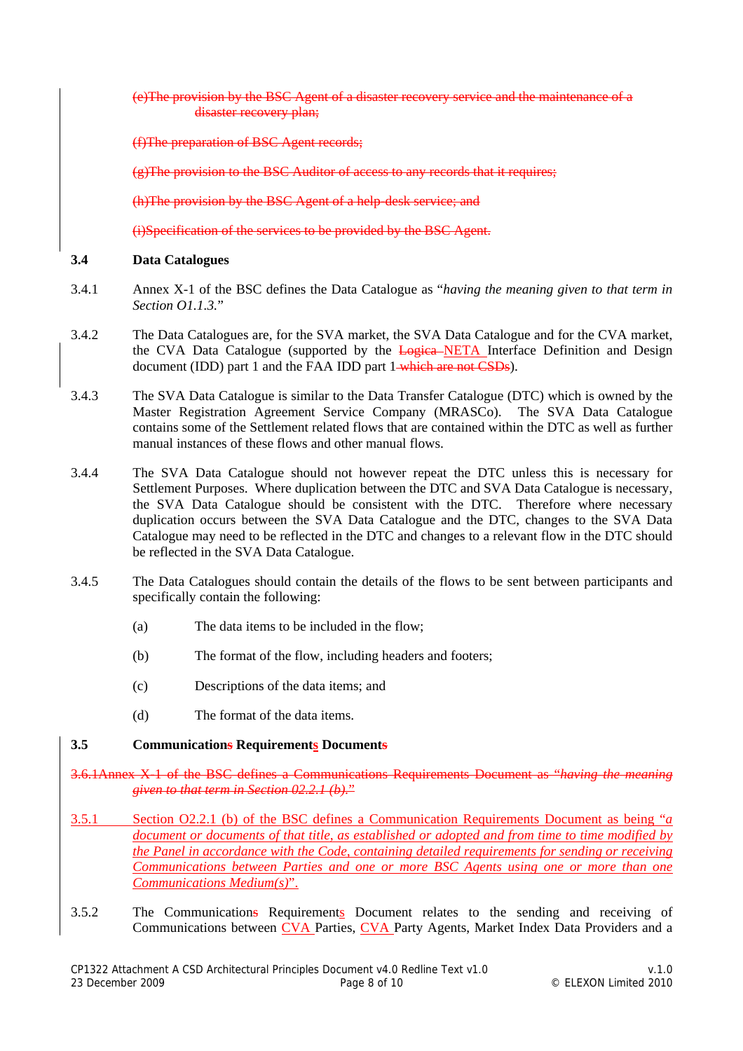~~(e)The provision by the BSC Agent of a disaster recovery service and the maintenance of a disaster recovery plan;~~

~~(f)The preparation of BSC Agent records;~~

~~(g)The provision to the BSC Auditor of access to any records that it requires;~~

~~(h)The provision by the BSC Agent of a help-desk service; and~~

~~(i)Specification of the services to be provided by the BSC Agent.~~

**3.4 Data Catalogues**

3.4.1 Annex X-1 of the BSC defines the Data Catalogue as "*having the meaning given to that term in Section O1.1.3.*"

3.4.2 The Data Catalogues are, for the SVA market, the SVA Data Catalogue and for the CVA market, the CVA Data Catalogue (supported by the ~~Logica~~ NETA Interface Definition and Design document (IDD) part 1 and the FAA IDD part 1~~ which are not CSDs~~).

3.4.3 The SVA Data Catalogue is similar to the Data Transfer Catalogue (DTC) which is owned by the Master Registration Agreement Service Company (MRASCo). The SVA Data Catalogue contains some of the Settlement related flows that are contained within the DTC as well as further manual instances of these flows and other manual flows.

3.4.4 The SVA Data Catalogue should not however repeat the DTC unless this is necessary for Settlement Purposes. Where duplication between the DTC and SVA Data Catalogue is necessary, the SVA Data Catalogue should be consistent with the DTC. Therefore where necessary duplication occurs between the SVA Data Catalogue and the DTC, changes to the SVA Data Catalogue may need to be reflected in the DTC and changes to a relevant flow in the DTC should be reflected in the SVA Data Catalogue.

3.4.5 The Data Catalogues should contain the details of the flows to be sent between participants and specifically contain the following:

(a) The data items to be included in the flow;

(b) The format of the flow, including headers and footers;

(c) Descriptions of the data items; and

(d) The format of the data items.

**3.5 Communication~~s~~ Requirement<u>s</u> Document~~s~~**

~~3.6.1Annex X-1 of the BSC defines a Communications Requirements Document as "*having the meaning given to that term in Section 02.2.1 (b).*"~~

<u>3.5.1 Section O2.2.1 (b) of the BSC defines a Communication Requirements Document as being "*a document or documents of that title, as established or adopted and from time to time modified by the Panel in accordance with the Code, containing detailed requirements for sending or receiving Communications between Parties and one or more BSC Agents using one or more than one Communications Medium(s)*".</u>

3.5.2 The Communication~~s~~ Requirement<u>s</u> Document relates to the sending and receiving of Communications between <u>CVA</u> Parties, <u>CVA</u> Party Agents, Market Index Data Providers and a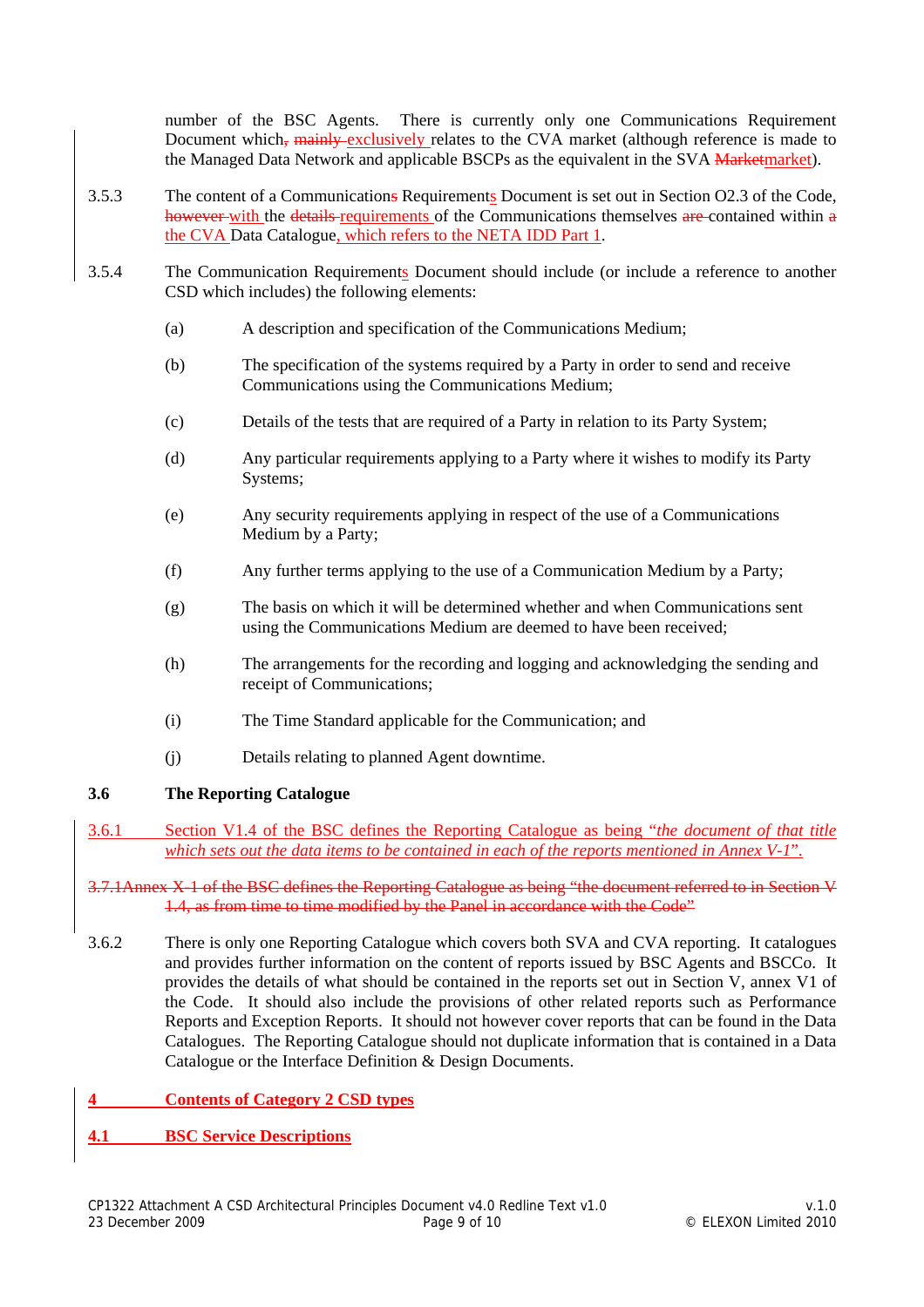number of the BSC Agents. There is currently only one Communications Requirement Document which, mainly exclusively relates to the CVA market (although reference is made to the Managed Data Network and applicable BSCPs as the equivalent in the SVA Marketmarket).

3.5.3 The content of a Communications Requirements Document is set out in Section O2.3 of the Code, however with the details requirements of the Communications themselves are contained within a the CVA Data Catalogue, which refers to the NETA IDD Part 1.

3.5.4 The Communication Requirements Document should include (or include a reference to another CSD which includes) the following elements:

(a) A description and specification of the Communications Medium;

(b) The specification of the systems required by a Party in order to send and receive Communications using the Communications Medium;

(c) Details of the tests that are required of a Party in relation to its Party System;

(d) Any particular requirements applying to a Party where it wishes to modify its Party Systems;

(e) Any security requirements applying in respect of the use of a Communications Medium by a Party;

(f) Any further terms applying to the use of a Communication Medium by a Party;

(g) The basis on which it will be determined whether and when Communications sent using the Communications Medium are deemed to have been received;

(h) The arrangements for the recording and logging and acknowledging the sending and receipt of Communications;

(i) The Time Standard applicable for the Communication; and

(j) Details relating to planned Agent downtime.

### 3.6 The Reporting Catalogue

3.6.1 Section V1.4 of the BSC defines the Reporting Catalogue as being "*the document of that title which sets out the data items to be contained in each of the reports mentioned in Annex V-1*".

3.7.1Annex X-1 of the BSC defines the Reporting Catalogue as being "the document referred to in Section V 1.4, as from time to time modified by the Panel in accordance with the Code"

3.6.2 There is only one Reporting Catalogue which covers both SVA and CVA reporting. It catalogues and provides further information on the content of reports issued by BSC Agents and BSCCo. It provides the details of what should be contained in the reports set out in Section V, annex V1 of the Code. It should also include the provisions of other related reports such as Performance Reports and Exception Reports. It should not however cover reports that can be found in the Data Catalogues. The Reporting Catalogue should not duplicate information that is contained in a Data Catalogue or the Interface Definition & Design Documents.

## 4 Contents of Category 2 CSD types

### 4.1 BSC Service Descriptions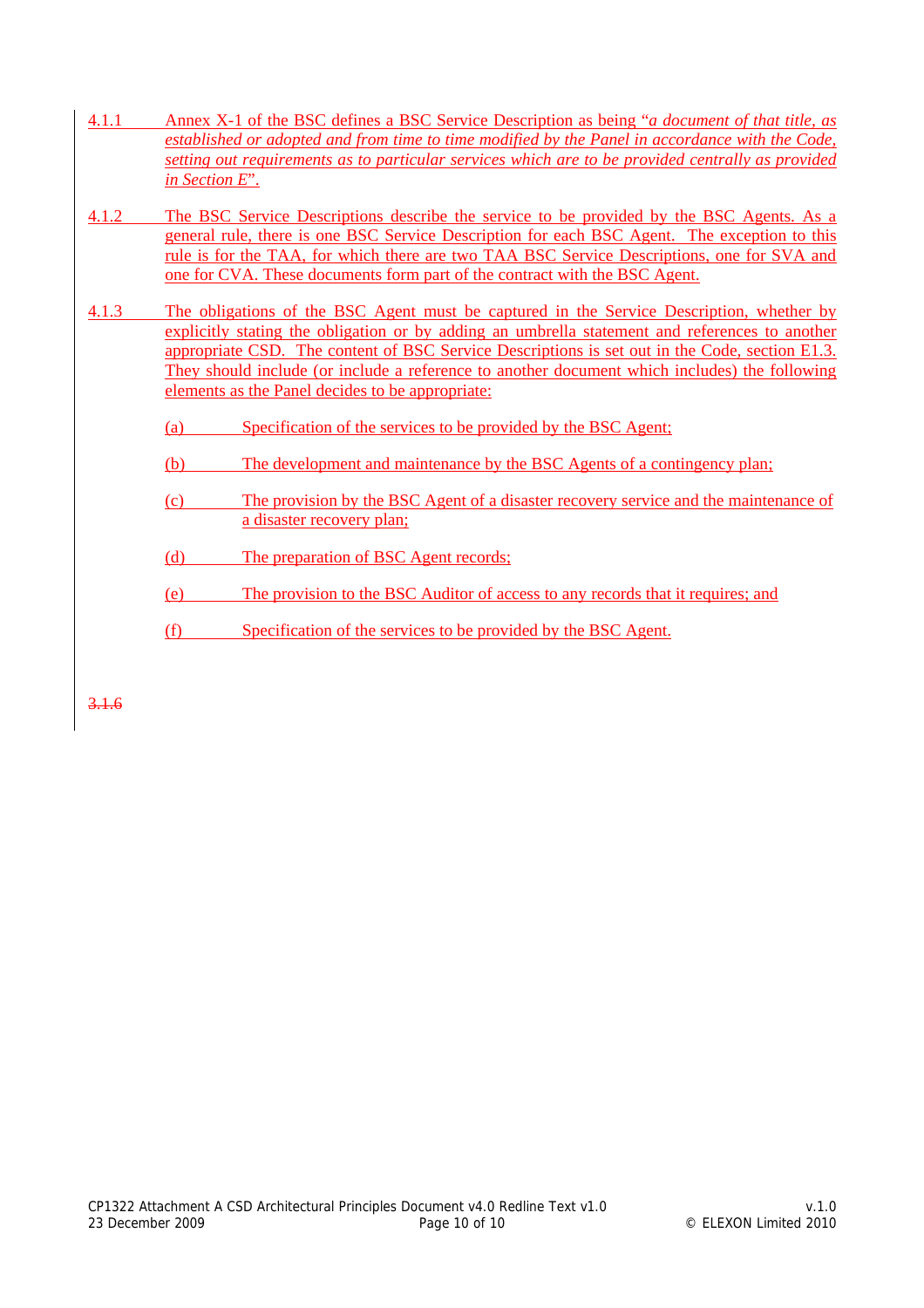4.1.1 Annex X-1 of the BSC defines a BSC Service Description as being "*a document of that title, as established or adopted and from time to time modified by the Panel in accordance with the Code, setting out requirements as to particular services which are to be provided centrally as provided in Section E*".

4.1.2 The BSC Service Descriptions describe the service to be provided by the BSC Agents. As a general rule, there is one BSC Service Description for each BSC Agent. The exception to this rule is for the TAA, for which there are two TAA BSC Service Descriptions, one for SVA and one for CVA. These documents form part of the contract with the BSC Agent.

4.1.3 The obligations of the BSC Agent must be captured in the Service Description, whether by explicitly stating the obligation or by adding an umbrella statement and references to another appropriate CSD. The content of BSC Service Descriptions is set out in the Code, section E1.3. They should include (or include a reference to another document which includes) the following elements as the Panel decides to be appropriate:

(a) Specification of the services to be provided by the BSC Agent;

(b) The development and maintenance by the BSC Agents of a contingency plan;

(c) The provision by the BSC Agent of a disaster recovery service and the maintenance of a disaster recovery plan;

(d) The preparation of BSC Agent records;

(e) The provision to the BSC Auditor of access to any records that it requires; and

(f) Specification of the services to be provided by the BSC Agent.

~~3.1.6~~